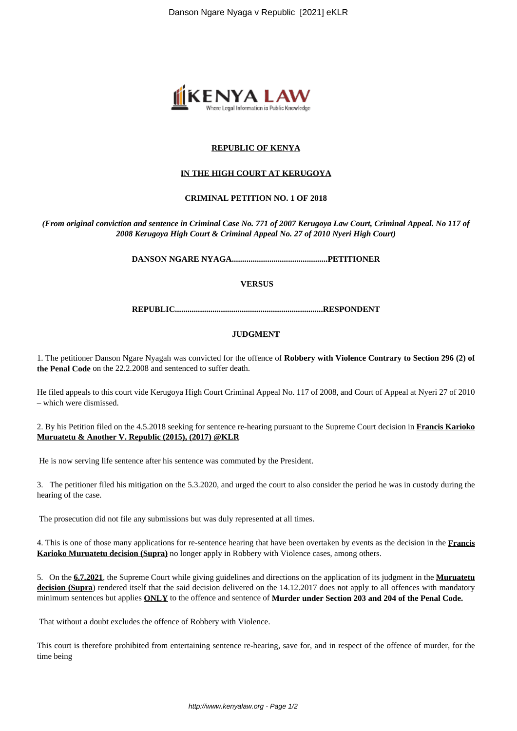**REPUBLIC OF KENYA**

**IN THE HIGH COURT AT KERUGOYA**

**CRIMINAL PETITION NO. 1 OF 2018**

***(From original conviction and sentence in Criminal Case No. 771 of 2007 Kerugoya Law Court, Criminal Appeal. No 117 of 2008 Kerugoya High Court & Criminal Appeal No. 27 of 2010 Nyeri High Court)***

**DANSON NGARE NYAGA..............................................PETITIONER**

**VERSUS**

**REPUBLIC.......................................................................RESPONDENT**

**JUDGMENT**

1. The petitioner Danson Ngare Nyagah was convicted for the offence of **Robbery with Violence Contrary to Section 296 (2) of the Penal Code** on the 22.2.2008 and sentenced to suffer death.

He filed appeals to this court vide Kerugoya High Court Criminal Appeal No. 117 of 2008, and Court of Appeal at Nyeri 27 of 2010 – which were dismissed.

2. By his Petition filed on the 4.5.2018 seeking for sentence re-hearing pursuant to the Supreme Court decision in **Francis Karioko Muruatetu & Another V. Republic (2015), (2017) @KLR**

He is now serving life sentence after his sentence was commuted by the President.

3. The petitioner filed his mitigation on the 5.3.2020, and urged the court to also consider the period he was in custody during the hearing of the case.

The prosecution did not file any submissions but was duly represented at all times.

4. This is one of those many applications for re-sentence hearing that have been overtaken by events as the decision in the **Francis Karioko Muruatetu decision (Supra)** no longer apply in Robbery with Violence cases, among others.

5. On the **6.7.2021**, the Supreme Court while giving guidelines and directions on the application of its judgment in the **Muruatetu decision (Supra**) rendered itself that the said decision delivered on the 14.12.2017 does not apply to all offences with mandatory minimum sentences but applies **ONLY** to the offence and sentence of **Murder under Section 203 and 204 of the Penal Code.**

That without a doubt excludes the offence of Robbery with Violence.

This court is therefore prohibited from entertaining sentence re-hearing, save for, and in respect of the offence of murder, for the time being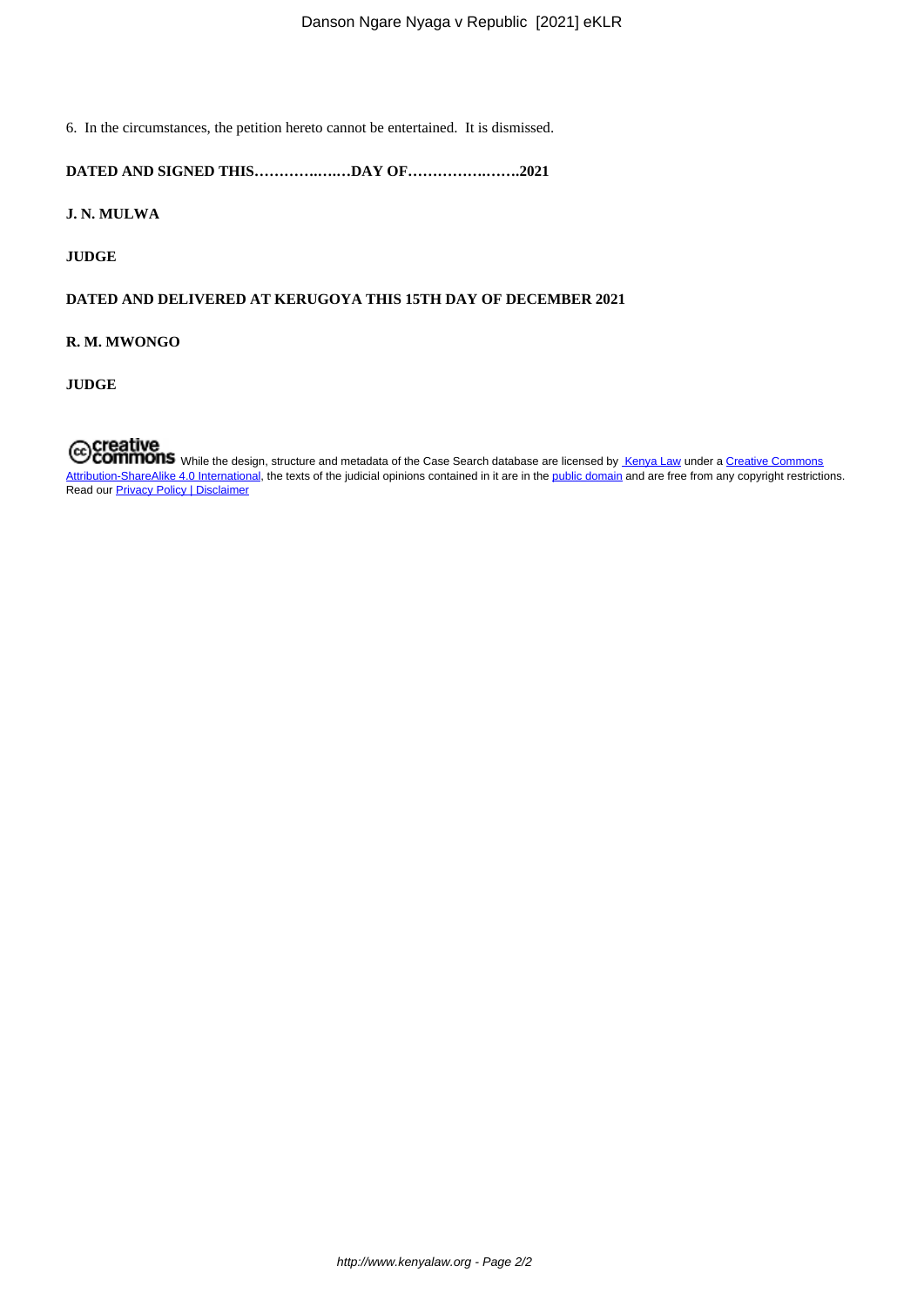6. In the circumstances, the petition hereto cannot be entertained. It is dismissed.

**DATED AND SIGNED THIS……………..…DAY OF……………..…….2021**

**J. N. MULWA**

**JUDGE**

**DATED AND DELIVERED AT KERUGOYA THIS 15TH DAY OF DECEMBER 2021**

**R. M. MWONGO**

**JUDGE**

creative commons While the design, structure and metadata of the Case Search database are licensed by Kenya Law under a Creative Commons Attribution-ShareAlike 4.0 International, the texts of the judicial opinions contained in it are in the public domain and are free from any copyright restrictions. Read our Privacy Policy | Disclaimer